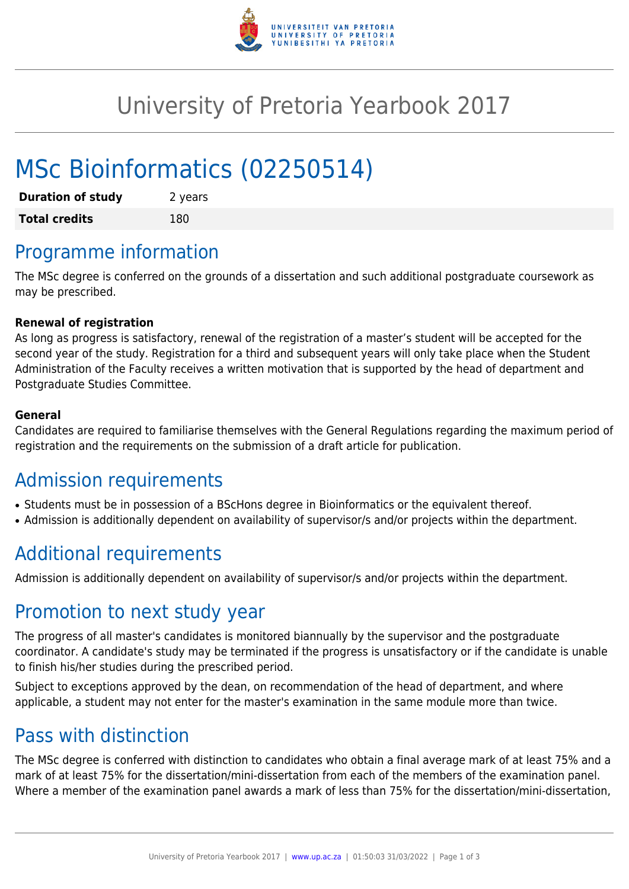# University of Pretoria Yearbook 2017

# MSc Bioinformatics (02250514)

| | |
|---|---|
| **Duration of study** | 2 years |
| **Total credits** | 180 |

## Programme information

The MSc degree is conferred on the grounds of a dissertation and such additional postgraduate coursework as may be prescribed.

**Renewal of registration**

As long as progress is satisfactory, renewal of the registration of a master's student will be accepted for the second year of the study. Registration for a third and subsequent years will only take place when the Student Administration of the Faculty receives a written motivation that is supported by the head of department and Postgraduate Studies Committee.

**General**

Candidates are required to familiarise themselves with the General Regulations regarding the maximum period of registration and the requirements on the submission of a draft article for publication.

## Admission requirements

- Students must be in possession of a BScHons degree in Bioinformatics or the equivalent thereof.
- Admission is additionally dependent on availability of supervisor/s and/or projects within the department.

## Additional requirements

Admission is additionally dependent on availability of supervisor/s and/or projects within the department.

## Promotion to next study year

The progress of all master's candidates is monitored biannually by the supervisor and the postgraduate coordinator. A candidate's study may be terminated if the progress is unsatisfactory or if the candidate is unable to finish his/her studies during the prescribed period.

Subject to exceptions approved by the dean, on recommendation of the head of department, and where applicable, a student may not enter for the master's examination in the same module more than twice.

## Pass with distinction

The MSc degree is conferred with distinction to candidates who obtain a final average mark of at least 75% and a mark of at least 75% for the dissertation/mini-dissertation from each of the members of the examination panel. Where a member of the examination panel awards a mark of less than 75% for the dissertation/mini-dissertation,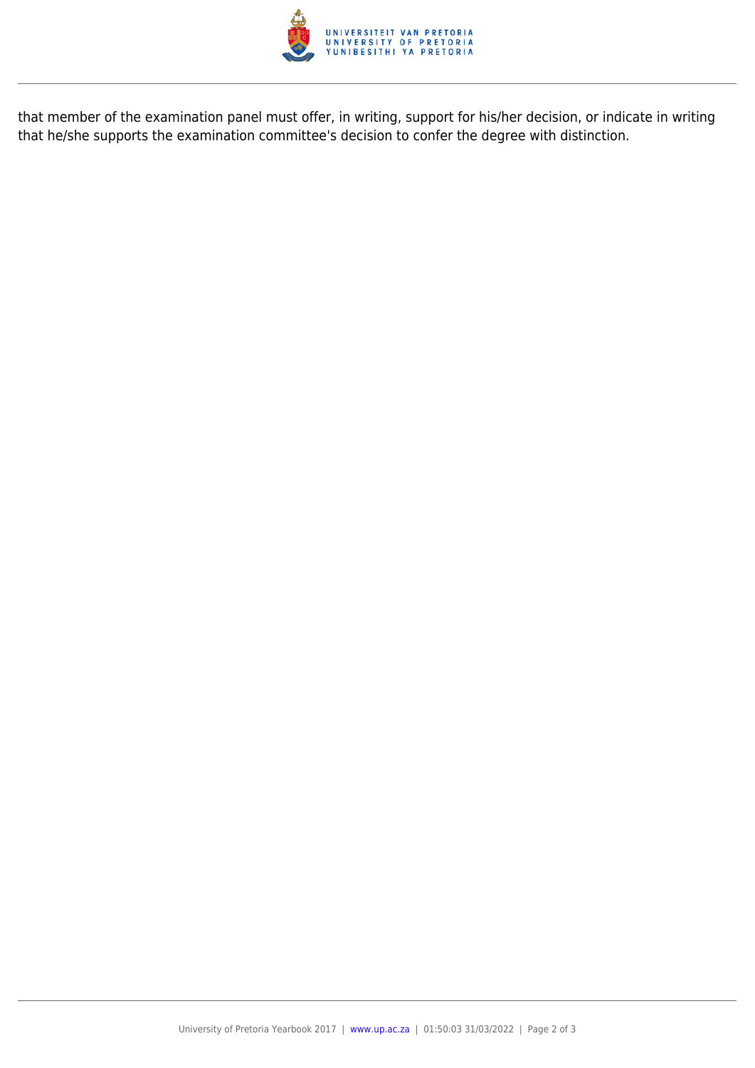that member of the examination panel must offer, in writing, support for his/her decision, or indicate in writing that he/she supports the examination committee's decision to confer the degree with distinction.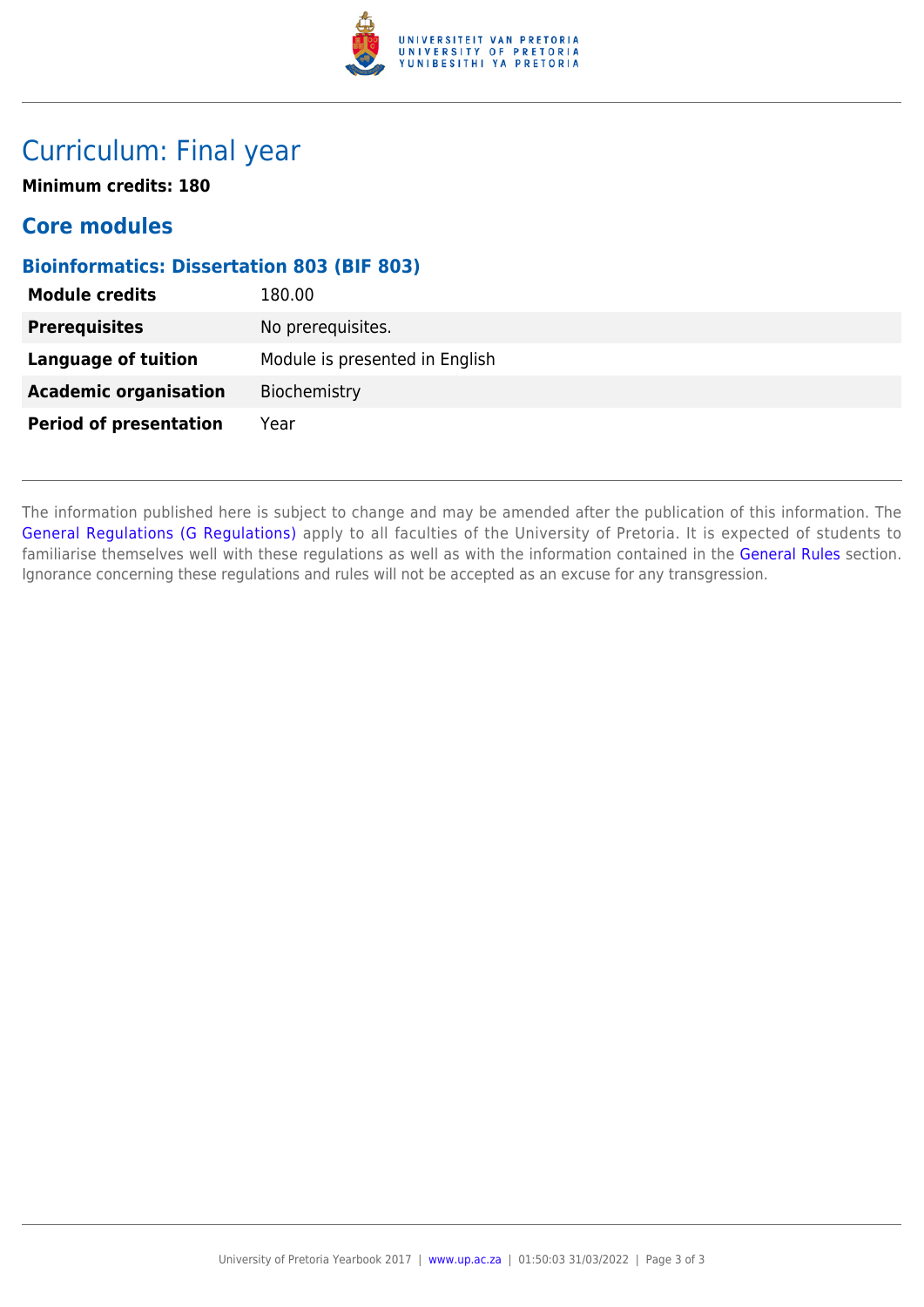## Curriculum: Final year

**Minimum credits: 180**

### Core modules

#### Bioinformatics: Dissertation 803 (BIF 803)

| | |
|---|---|
| **Module credits** | 180.00 |
| **Prerequisites** | No prerequisites. |
| **Language of tuition** | Module is presented in English |
| **Academic organisation** | Biochemistry |
| **Period of presentation** | Year |

The information published here is subject to change and may be amended after the publication of this information. The General Regulations (G Regulations) apply to all faculties of the University of Pretoria. It is expected of students to familiarise themselves well with these regulations as well as with the information contained in the General Rules section. Ignorance concerning these regulations and rules will not be accepted as an excuse for any transgression.